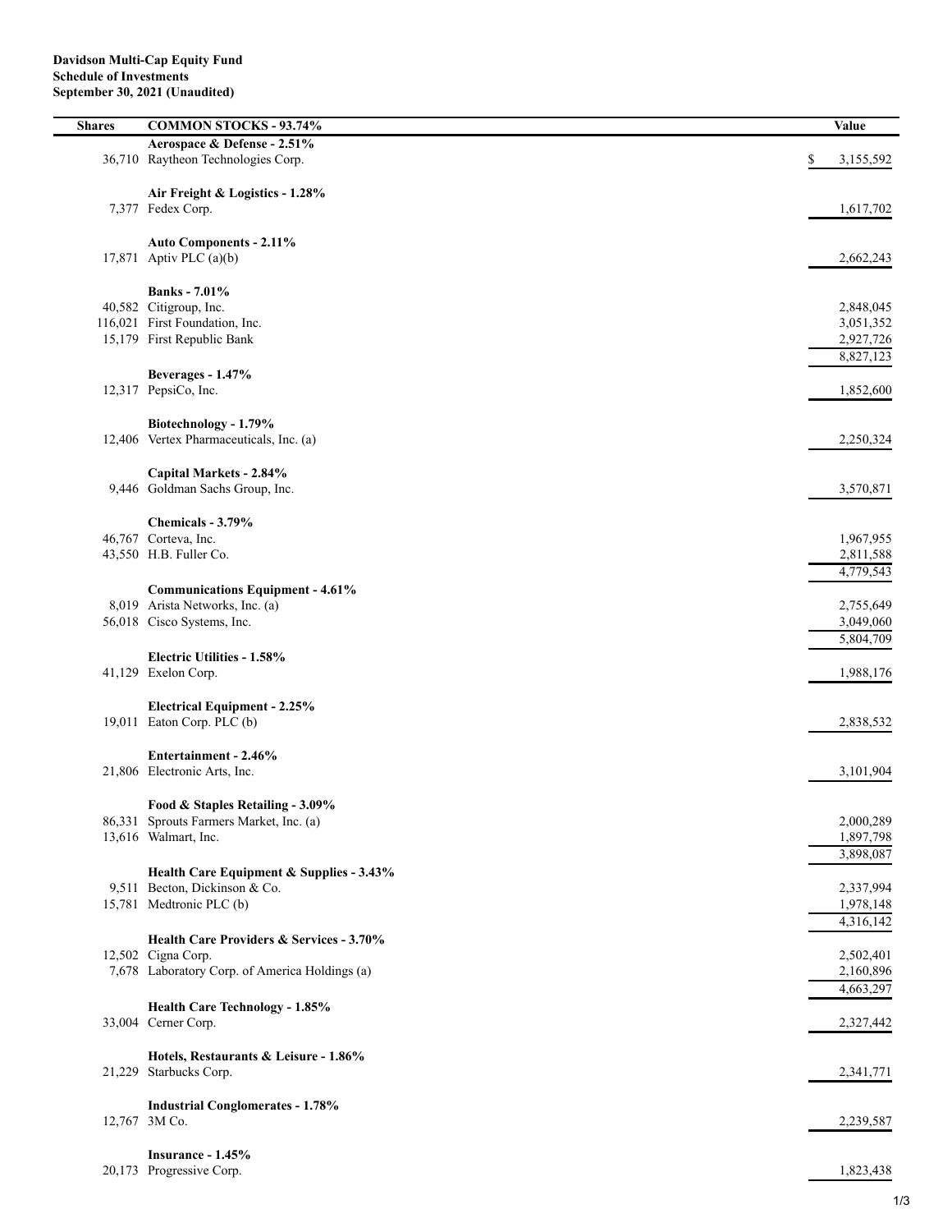**Davidson Multi-Cap Equity Fund**
**Schedule of Investments**
**September 30, 2021 (Unaudited)**

| Shares | COMMON STOCKS - 93.74% | Value |
|---|---|---|
| | **Aerospace & Defense - 2.51%** | |
| 36,710 | Raytheon Technologies Corp. | $ 3,155,592 |
| | | |
| | **Air Freight & Logistics - 1.28%** | |
| 7,377 | Fedex Corp. | 1,617,702 |
| | | |
| | **Auto Components - 2.11%** | |
| 17,871 | Aptiv PLC (a)(b) | 2,662,243 |
| | | |
| | **Banks - 7.01%** | |
| 40,582 | Citigroup, Inc. | 2,848,045 |
| 116,021 | First Foundation, Inc. | 3,051,352 |
| 15,179 | First Republic Bank | 2,927,726 |
| | | 8,827,123 |
| | **Beverages - 1.47%** | |
| 12,317 | PepsiCo, Inc. | 1,852,600 |
| | | |
| | **Biotechnology - 1.79%** | |
| 12,406 | Vertex Pharmaceuticals, Inc. (a) | 2,250,324 |
| | | |
| | **Capital Markets - 2.84%** | |
| 9,446 | Goldman Sachs Group, Inc. | 3,570,871 |
| | | |
| | **Chemicals - 3.79%** | |
| 46,767 | Corteva, Inc. | 1,967,955 |
| 43,550 | H.B. Fuller Co. | 2,811,588 |
| | | 4,779,543 |
| | **Communications Equipment - 4.61%** | |
| 8,019 | Arista Networks, Inc. (a) | 2,755,649 |
| 56,018 | Cisco Systems, Inc. | 3,049,060 |
| | | 5,804,709 |
| | **Electric Utilities - 1.58%** | |
| 41,129 | Exelon Corp. | 1,988,176 |
| | | |
| | **Electrical Equipment - 2.25%** | |
| 19,011 | Eaton Corp. PLC (b) | 2,838,532 |
| | | |
| | **Entertainment - 2.46%** | |
| 21,806 | Electronic Arts, Inc. | 3,101,904 |
| | | |
| | **Food & Staples Retailing - 3.09%** | |
| 86,331 | Sprouts Farmers Market, Inc. (a) | 2,000,289 |
| 13,616 | Walmart, Inc. | 1,897,798 |
| | | 3,898,087 |
| | **Health Care Equipment & Supplies - 3.43%** | |
| 9,511 | Becton, Dickinson & Co. | 2,337,994 |
| 15,781 | Medtronic PLC (b) | 1,978,148 |
| | | 4,316,142 |
| | **Health Care Providers & Services - 3.70%** | |
| 12,502 | Cigna Corp. | 2,502,401 |
| 7,678 | Laboratory Corp. of America Holdings (a) | 2,160,896 |
| | | 4,663,297 |
| | **Health Care Technology - 1.85%** | |
| 33,004 | Cerner Corp. | 2,327,442 |
| | | |
| | **Hotels, Restaurants & Leisure - 1.86%** | |
| 21,229 | Starbucks Corp. | 2,341,771 |
| | | |
| | **Industrial Conglomerates - 1.78%** | |
| 12,767 | 3M Co. | 2,239,587 |
| | | |
| | **Insurance - 1.45%** | |
| 20,173 | Progressive Corp. | 1,823,438 |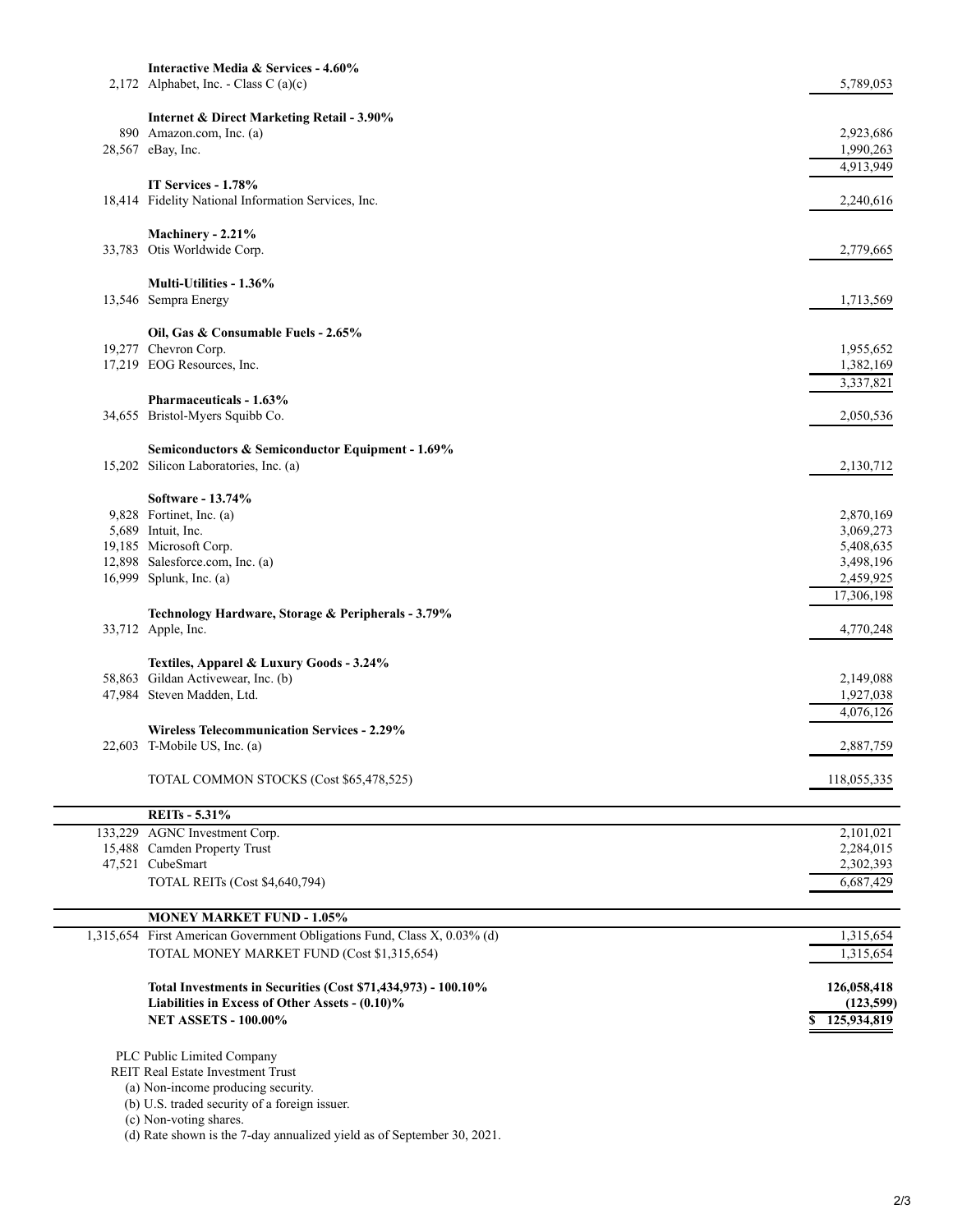| Shares | Security | Value |
|---|---|---|
| | **Interactive Media & Services - 4.60%** | |
| 2,172 | Alphabet, Inc. - Class C (a)(c) | 5,789,053 |
| | **Internet & Direct Marketing Retail - 3.90%** | |
| 890 | Amazon.com, Inc. (a) | 2,923,686 |
| 28,567 | eBay, Inc. | 1,990,263 |
| | | 4,913,949 |
| | **IT Services - 1.78%** | |
| 18,414 | Fidelity National Information Services, Inc. | 2,240,616 |
| | **Machinery - 2.21%** | |
| 33,783 | Otis Worldwide Corp. | 2,779,665 |
| | **Multi-Utilities - 1.36%** | |
| 13,546 | Sempra Energy | 1,713,569 |
| | **Oil, Gas & Consumable Fuels - 2.65%** | |
| 19,277 | Chevron Corp. | 1,955,652 |
| 17,219 | EOG Resources, Inc. | 1,382,169 |
| | | 3,337,821 |
| | **Pharmaceuticals - 1.63%** | |
| 34,655 | Bristol-Myers Squibb Co. | 2,050,536 |
| | **Semiconductors & Semiconductor Equipment - 1.69%** | |
| 15,202 | Silicon Laboratories, Inc. (a) | 2,130,712 |
| | **Software - 13.74%** | |
| 9,828 | Fortinet, Inc. (a) | 2,870,169 |
| 5,689 | Intuit, Inc. | 3,069,273 |
| 19,185 | Microsoft Corp. | 5,408,635 |
| 12,898 | Salesforce.com, Inc. (a) | 3,498,196 |
| 16,999 | Splunk, Inc. (a) | 2,459,925 |
| | | 17,306,198 |
| | **Technology Hardware, Storage & Peripherals - 3.79%** | |
| 33,712 | Apple, Inc. | 4,770,248 |
| | **Textiles, Apparel & Luxury Goods - 3.24%** | |
| 58,863 | Gildan Activewear, Inc. (b) | 2,149,088 |
| 47,984 | Steven Madden, Ltd. | 1,927,038 |
| | | 4,076,126 |
| | **Wireless Telecommunication Services - 2.29%** | |
| 22,603 | T-Mobile US, Inc. (a) | 2,887,759 |
| | TOTAL COMMON STOCKS (Cost $65,478,525) | 118,055,335 |
| | **REITs - 5.31%** | |
| 133,229 | AGNC Investment Corp. | 2,101,021 |
| 15,488 | Camden Property Trust | 2,284,015 |
| 47,521 | CubeSmart | 2,302,393 |
| | TOTAL REITs (Cost $4,640,794) | 6,687,429 |
| | **MONEY MARKET FUND - 1.05%** | |
| 1,315,654 | First American Government Obligations Fund, Class X, 0.03% (d) | 1,315,654 |
| | TOTAL MONEY MARKET FUND (Cost $1,315,654) | 1,315,654 |
| | **Total Investments in Securities (Cost $71,434,973) - 100.10%** | **126,058,418** |
| | **Liabilities in Excess of Other Assets - (0.10)%** | **(123,599)** |
| | **NET ASSETS - 100.00%** | **$ 125,934,819** |

PLC Public Limited Company
REIT Real Estate Investment Trust
(a) Non-income producing security.
(b) U.S. traded security of a foreign issuer.
(c) Non-voting shares.
(d) Rate shown is the 7-day annualized yield as of September 30, 2021.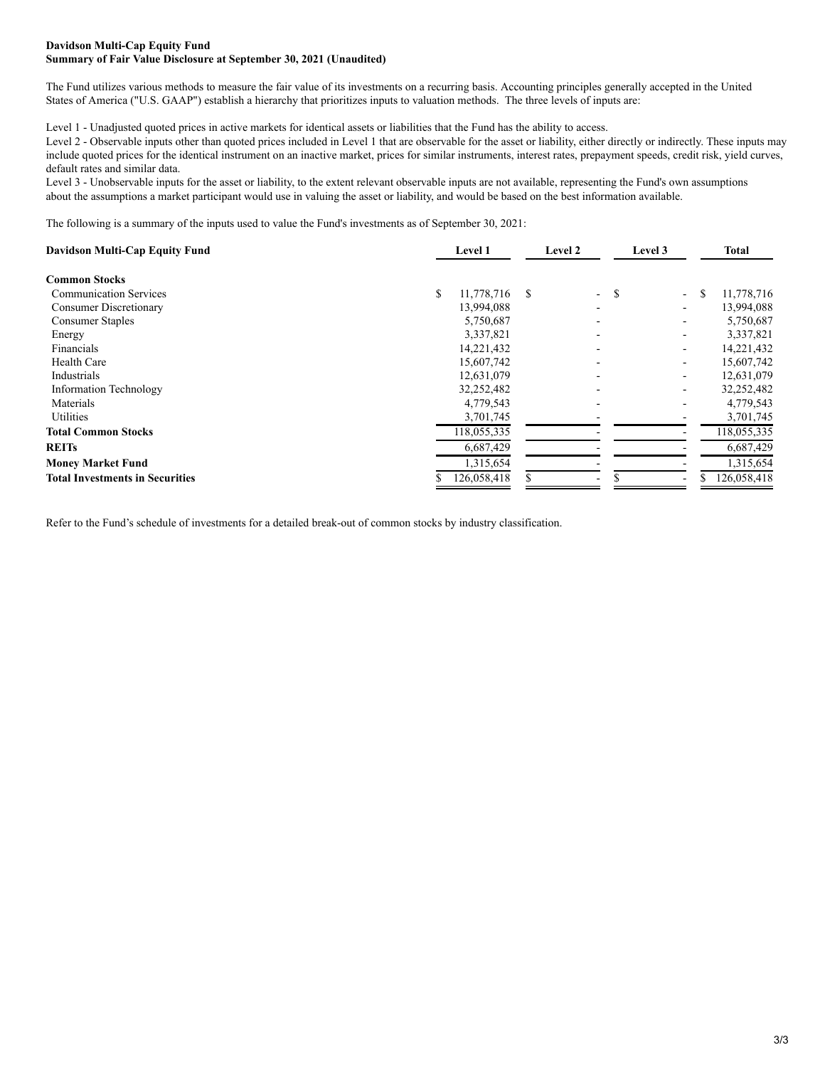**Davidson Multi-Cap Equity Fund**
**Summary of Fair Value Disclosure at September 30, 2021 (Unaudited)**

The Fund utilizes various methods to measure the fair value of its investments on a recurring basis. Accounting principles generally accepted in the United States of America ("U.S. GAAP") establish a hierarchy that prioritizes inputs to valuation methods. The three levels of inputs are:

Level 1 - Unadjusted quoted prices in active markets for identical assets or liabilities that the Fund has the ability to access.
Level 2 - Observable inputs other than quoted prices included in Level 1 that are observable for the asset or liability, either directly or indirectly. These inputs may include quoted prices for the identical instrument on an inactive market, prices for similar instruments, interest rates, prepayment speeds, credit risk, yield curves, default rates and similar data.
Level 3 - Unobservable inputs for the asset or liability, to the extent relevant observable inputs are not available, representing the Fund's own assumptions about the assumptions a market participant would use in valuing the asset or liability, and would be based on the best information available.

The following is a summary of the inputs used to value the Fund's investments as of September 30, 2021:

| Davidson Multi-Cap Equity Fund | Level 1 | Level 2 | Level 3 | Total |
|---|---|---|---|---|
| **Common Stocks** | | | | |
| Communication Services | $ 11,778,716 | $ - | $ - | $ 11,778,716 |
| Consumer Discretionary | 13,994,088 | - | - | 13,994,088 |
| Consumer Staples | 5,750,687 | - | - | 5,750,687 |
| Energy | 3,337,821 | - | - | 3,337,821 |
| Financials | 14,221,432 | - | - | 14,221,432 |
| Health Care | 15,607,742 | - | - | 15,607,742 |
| Industrials | 12,631,079 | - | - | 12,631,079 |
| Information Technology | 32,252,482 | - | - | 32,252,482 |
| Materials | 4,779,543 | - | - | 4,779,543 |
| Utilities | 3,701,745 | - | - | 3,701,745 |
| **Total Common Stocks** | 118,055,335 | - | - | 118,055,335 |
| **REITs** | 6,687,429 | - | - | 6,687,429 |
| **Money Market Fund** | 1,315,654 | - | - | 1,315,654 |
| **Total Investments in Securities** | $ 126,058,418 | $ - | $ - | $ 126,058,418 |

Refer to the Fund's schedule of investments for a detailed break-out of common stocks by industry classification.